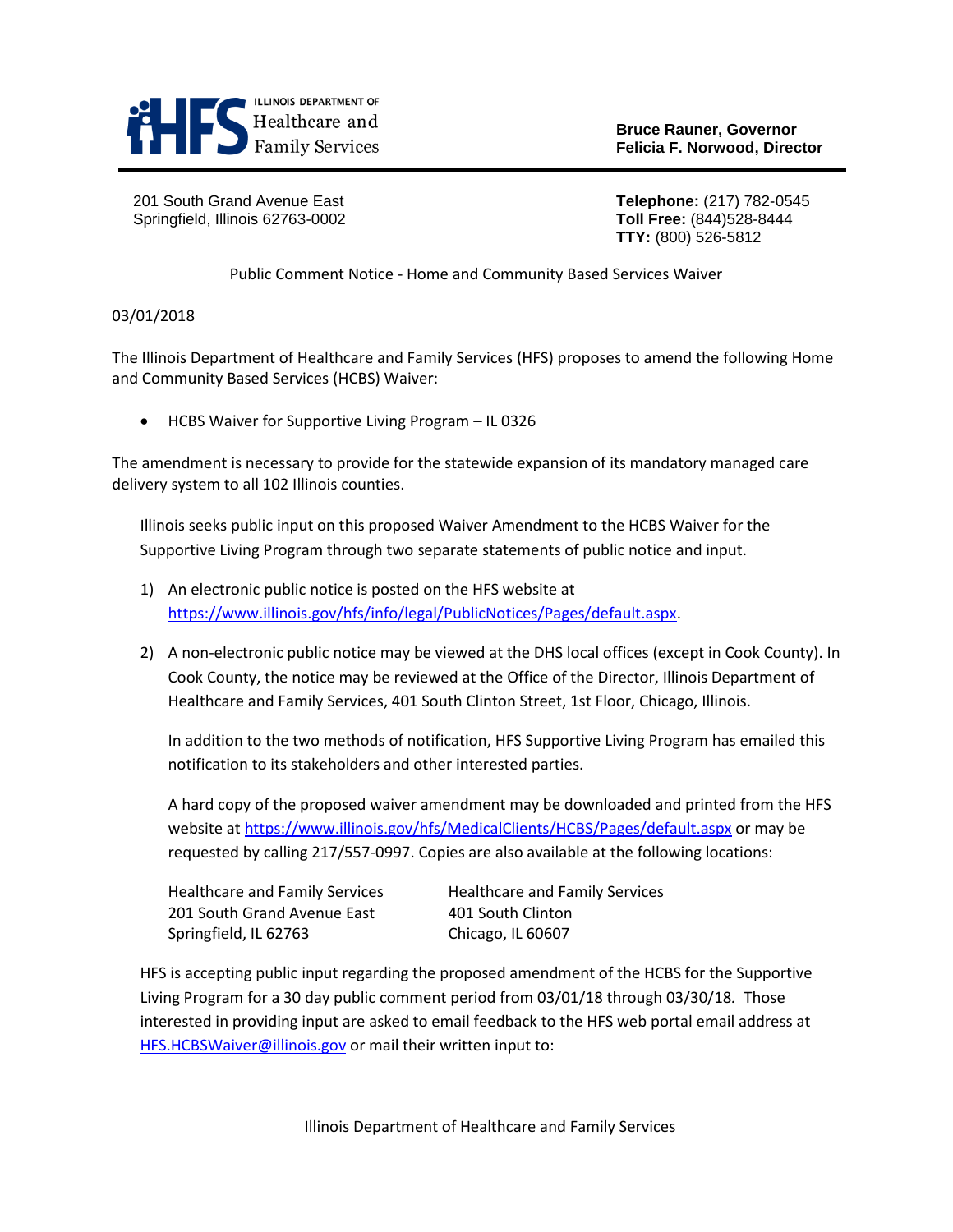ILLINOIS DEPARTMENT OF
Healthcare and Family Services

**Bruce Rauner, Governor**
**Felicia F. Norwood, Director**

201 South Grand Avenue East
Springfield, Illinois 62763-0002

**Telephone:** (217) 782-0545
**Toll Free:** (844)528-8444
**TTY:** (800) 526-5812

Public Comment Notice - Home and Community Based Services Waiver

03/01/2018

The Illinois Department of Healthcare and Family Services (HFS) proposes to amend the following Home and Community Based Services (HCBS) Waiver:

- HCBS Waiver for Supportive Living Program – IL 0326

The amendment is necessary to provide for the statewide expansion of its mandatory managed care delivery system to all 102 Illinois counties.

Illinois seeks public input on this proposed Waiver Amendment to the HCBS Waiver for the Supportive Living Program through two separate statements of public notice and input.

1) An electronic public notice is posted on the HFS website at https://www.illinois.gov/hfs/info/legal/PublicNotices/Pages/default.aspx.

2) A non-electronic public notice may be viewed at the DHS local offices (except in Cook County). In Cook County, the notice may be reviewed at the Office of the Director, Illinois Department of Healthcare and Family Services, 401 South Clinton Street, 1st Floor, Chicago, Illinois.

   In addition to the two methods of notification, HFS Supportive Living Program has emailed this notification to its stakeholders and other interested parties.

   A hard copy of the proposed waiver amendment may be downloaded and printed from the HFS website at https://www.illinois.gov/hfs/MedicalClients/HCBS/Pages/default.aspx or may be requested by calling 217/557-0997. Copies are also available at the following locations:

   Healthcare and Family Services
   201 South Grand Avenue East
   Springfield, IL 62763

   Healthcare and Family Services
   401 South Clinton
   Chicago, IL 60607

HFS is accepting public input regarding the proposed amendment of the HCBS for the Supportive Living Program for a 30 day public comment period from 03/01/18 through 03/30/18. Those interested in providing input are asked to email feedback to the HFS web portal email address at HFS.HCBSWaiver@illinois.gov or mail their written input to:

Illinois Department of Healthcare and Family Services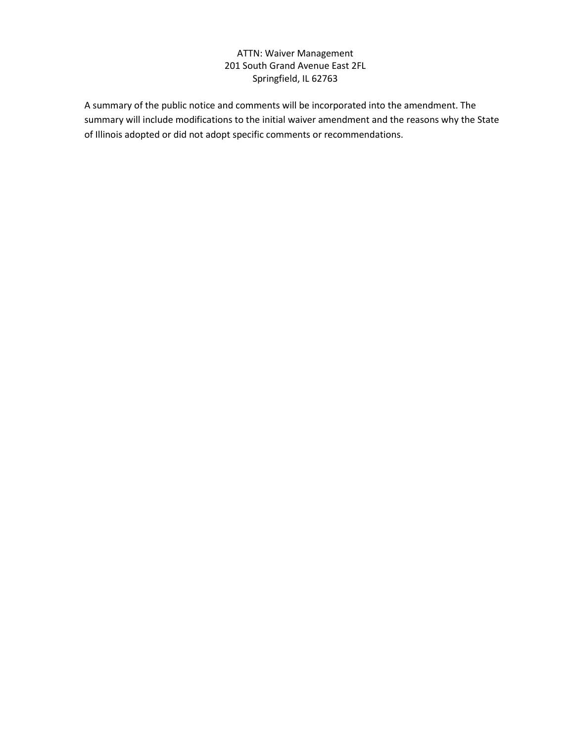ATTN: Waiver Management
201 South Grand Avenue East 2FL
Springfield, IL 62763

A summary of the public notice and comments will be incorporated into the amendment. The summary will include modifications to the initial waiver amendment and the reasons why the State of Illinois adopted or did not adopt specific comments or recommendations.